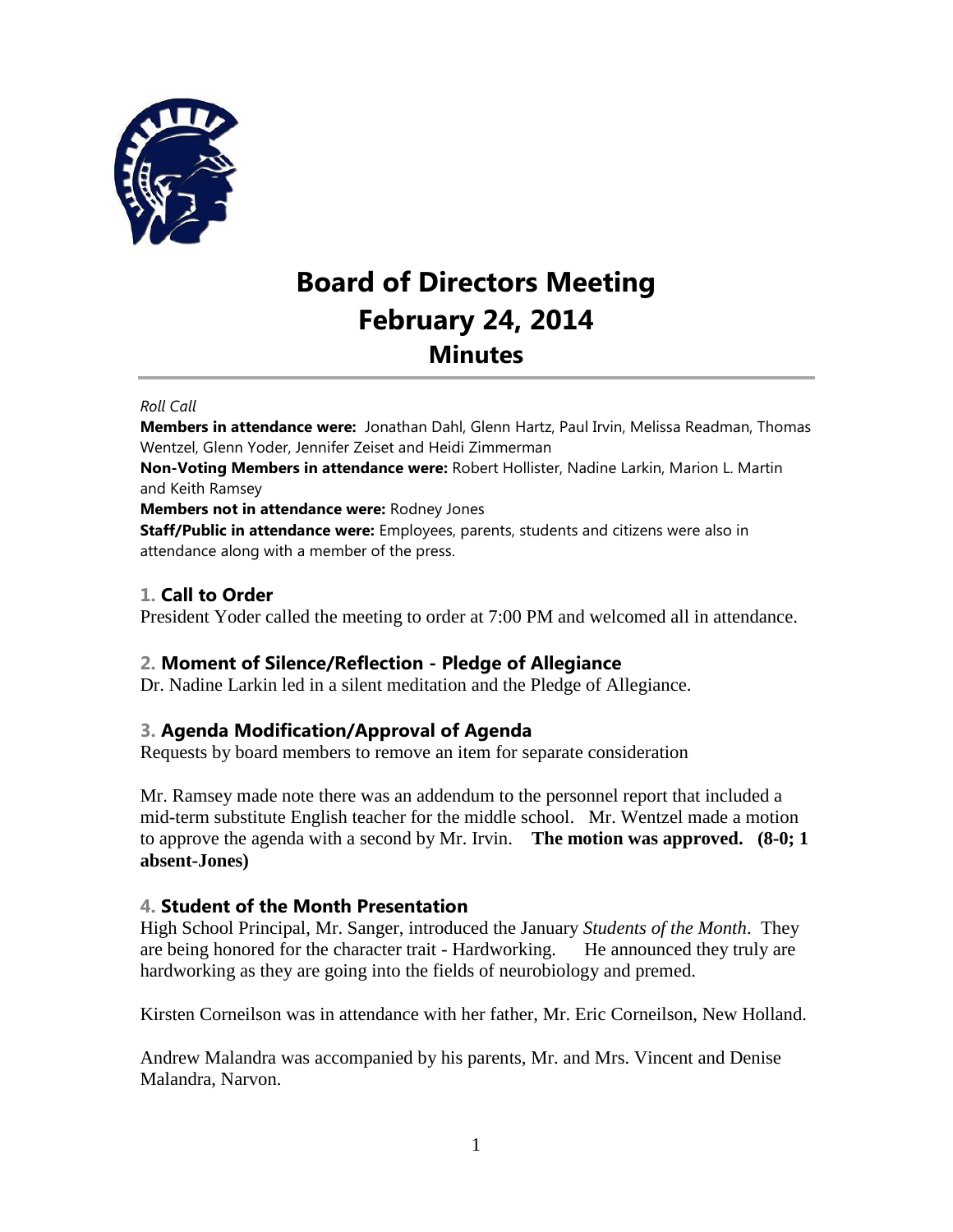# Board of Directors Meeting
# February 24, 2014
## Minutes

*Roll Call*

**Members in attendance were:** Jonathan Dahl, Glenn Hartz, Paul Irvin, Melissa Readman, Thomas Wentzel, Glenn Yoder, Jennifer Zeiset and Heidi Zimmerman

**Non-Voting Members in attendance were:** Robert Hollister, Nadine Larkin, Marion L. Martin and Keith Ramsey

**Members not in attendance were:** Rodney Jones

**Staff/Public in attendance were:** Employees, parents, students and citizens were also in attendance along with a member of the press.

### 1. Call to Order

President Yoder called the meeting to order at 7:00 PM and welcomed all in attendance.

### 2. Moment of Silence/Reflection - Pledge of Allegiance

Dr. Nadine Larkin led in a silent meditation and the Pledge of Allegiance.

### 3. Agenda Modification/Approval of Agenda

Requests by board members to remove an item for separate consideration

Mr. Ramsey made note there was an addendum to the personnel report that included a mid-term substitute English teacher for the middle school. Mr. Wentzel made a motion to approve the agenda with a second by Mr. Irvin. **The motion was approved. (8-0; 1 absent-Jones)**

### 4. Student of the Month Presentation

High School Principal, Mr. Sanger, introduced the January *Students of the Month*. They are being honored for the character trait - Hardworking. He announced they truly are hardworking as they are going into the fields of neurobiology and premed.

Kirsten Corneilson was in attendance with her father, Mr. Eric Corneilson, New Holland.

Andrew Malandra was accompanied by his parents, Mr. and Mrs. Vincent and Denise Malandra, Narvon.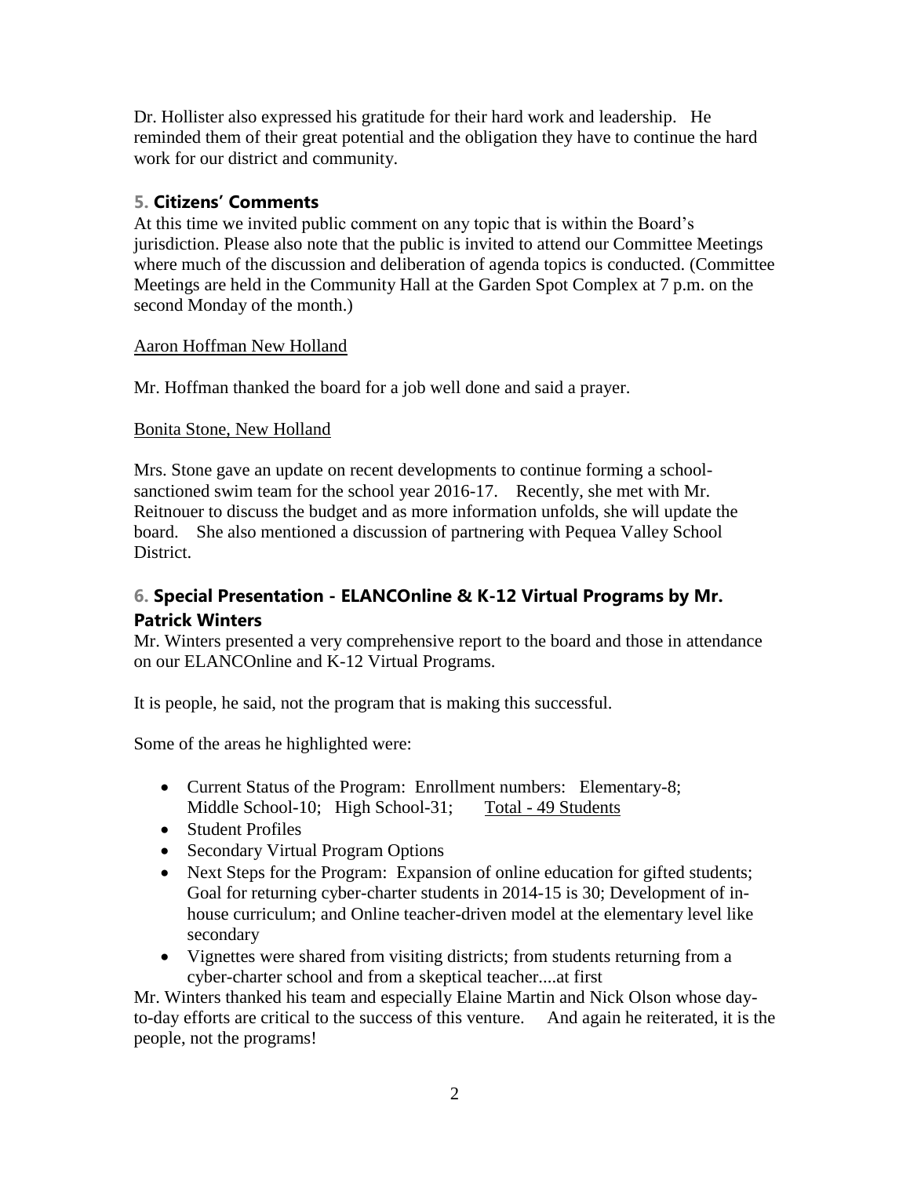Dr. Hollister also expressed his gratitude for their hard work and leadership. He reminded them of their great potential and the obligation they have to continue the hard work for our district and community.

## 5. Citizens' Comments

At this time we invited public comment on any topic that is within the Board's jurisdiction. Please also note that the public is invited to attend our Committee Meetings where much of the discussion and deliberation of agenda topics is conducted. (Committee Meetings are held in the Community Hall at the Garden Spot Complex at 7 p.m. on the second Monday of the month.)

Aaron Hoffman New Holland

Mr. Hoffman thanked the board for a job well done and said a prayer.

Bonita Stone, New Holland

Mrs. Stone gave an update on recent developments to continue forming a school-sanctioned swim team for the school year 2016-17. Recently, she met with Mr. Reitnouer to discuss the budget and as more information unfolds, she will update the board. She also mentioned a discussion of partnering with Pequea Valley School District.

## 6. Special Presentation - ELANCOnline & K-12 Virtual Programs by Mr. Patrick Winters

Mr. Winters presented a very comprehensive report to the board and those in attendance on our ELANCOnline and K-12 Virtual Programs.

It is people, he said, not the program that is making this successful.

Some of the areas he highlighted were:

- Current Status of the Program: Enrollment numbers: Elementary-8; Middle School-10; High School-31; Total - 49 Students
- Student Profiles
- Secondary Virtual Program Options
- Next Steps for the Program: Expansion of online education for gifted students; Goal for returning cyber-charter students in 2014-15 is 30; Development of in-house curriculum; and Online teacher-driven model at the elementary level like secondary
- Vignettes were shared from visiting districts; from students returning from a cyber-charter school and from a skeptical teacher....at first

Mr. Winters thanked his team and especially Elaine Martin and Nick Olson whose day-to-day efforts are critical to the success of this venture. And again he reiterated, it is the people, not the programs!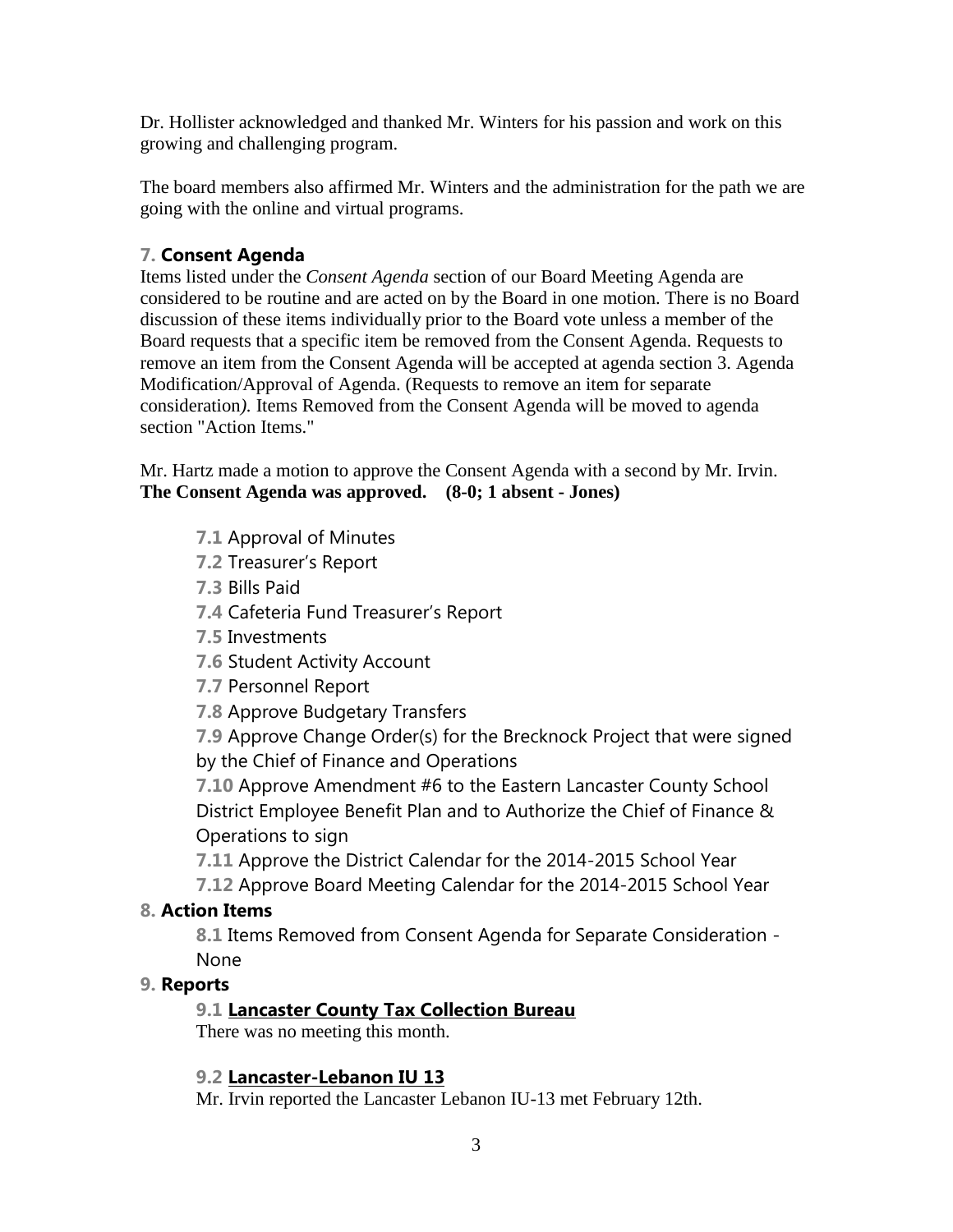Dr. Hollister acknowledged and thanked Mr. Winters for his passion and work on this growing and challenging program.

The board members also affirmed Mr. Winters and the administration for the path we are going with the online and virtual programs.

## 7. Consent Agenda

Items listed under the *Consent Agenda* section of our Board Meeting Agenda are considered to be routine and are acted on by the Board in one motion. There is no Board discussion of these items individually prior to the Board vote unless a member of the Board requests that a specific item be removed from the Consent Agenda. Requests to remove an item from the Consent Agenda will be accepted at agenda section 3. Agenda Modification/Approval of Agenda. (Requests to remove an item for separate consideration*).* Items Removed from the Consent Agenda will be moved to agenda section "Action Items."

Mr. Hartz made a motion to approve the Consent Agenda with a second by Mr. Irvin. **The Consent Agenda was approved. (8-0; 1 absent - Jones)**

- **7.1** Approval of Minutes
- **7.2** Treasurer's Report
- **7.3** Bills Paid
- **7.4** Cafeteria Fund Treasurer's Report
- **7.5** Investments
- **7.6** Student Activity Account
- **7.7** Personnel Report
- **7.8** Approve Budgetary Transfers
- **7.9** Approve Change Order(s) for the Brecknock Project that were signed by the Chief of Finance and Operations
- **7.10** Approve Amendment #6 to the Eastern Lancaster County School District Employee Benefit Plan and to Authorize the Chief of Finance & Operations to sign
- **7.11** Approve the District Calendar for the 2014-2015 School Year
- **7.12** Approve Board Meeting Calendar for the 2014-2015 School Year

## 8. Action Items

**8.1** Items Removed from Consent Agenda for Separate Consideration - None

## 9. Reports

### 9.1 Lancaster County Tax Collection Bureau

There was no meeting this month.

### 9.2 Lancaster-Lebanon IU 13

Mr. Irvin reported the Lancaster Lebanon IU-13 met February 12th.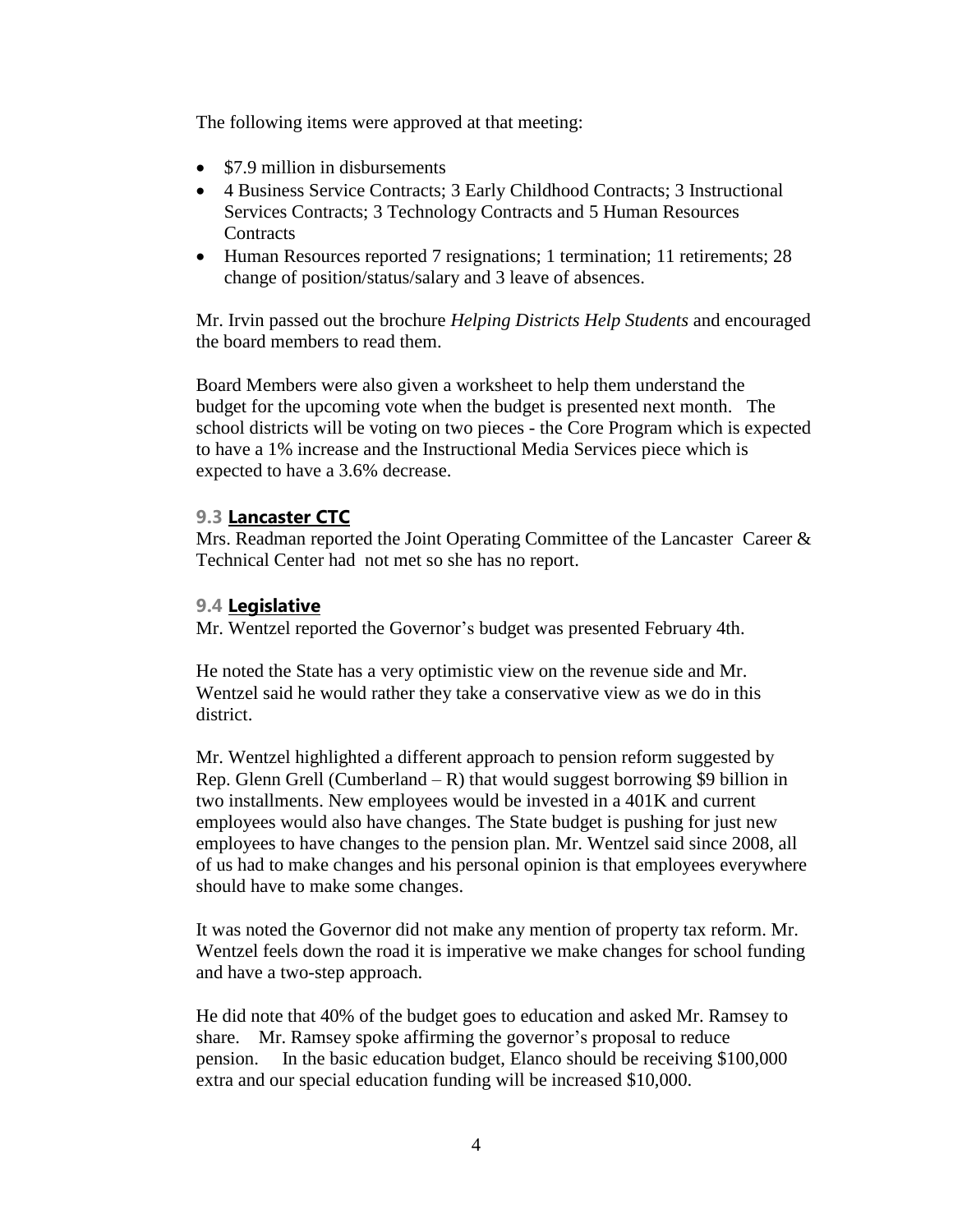The following items were approved at that meeting:

- \$7.9 million in disbursements
- 4 Business Service Contracts; 3 Early Childhood Contracts; 3 Instructional Services Contracts; 3 Technology Contracts and 5 Human Resources Contracts
- Human Resources reported 7 resignations; 1 termination; 11 retirements; 28 change of position/status/salary and 3 leave of absences.

Mr. Irvin passed out the brochure *Helping Districts Help Students* and encouraged the board members to read them.

Board Members were also given a worksheet to help them understand the budget for the upcoming vote when the budget is presented next month. The school districts will be voting on two pieces - the Core Program which is expected to have a 1% increase and the Instructional Media Services piece which is expected to have a 3.6% decrease.

### 9.3 Lancaster CTC

Mrs. Readman reported the Joint Operating Committee of the Lancaster Career & Technical Center had not met so she has no report.

### 9.4 Legislative

Mr. Wentzel reported the Governor's budget was presented February 4th.

He noted the State has a very optimistic view on the revenue side and Mr. Wentzel said he would rather they take a conservative view as we do in this district.

Mr. Wentzel highlighted a different approach to pension reform suggested by Rep. Glenn Grell (Cumberland – R) that would suggest borrowing \$9 billion in two installments. New employees would be invested in a 401K and current employees would also have changes. The State budget is pushing for just new employees to have changes to the pension plan. Mr. Wentzel said since 2008, all of us had to make changes and his personal opinion is that employees everywhere should have to make some changes.

It was noted the Governor did not make any mention of property tax reform. Mr. Wentzel feels down the road it is imperative we make changes for school funding and have a two-step approach.

He did note that 40% of the budget goes to education and asked Mr. Ramsey to share. Mr. Ramsey spoke affirming the governor's proposal to reduce pension. In the basic education budget, Elanco should be receiving \$100,000 extra and our special education funding will be increased \$10,000.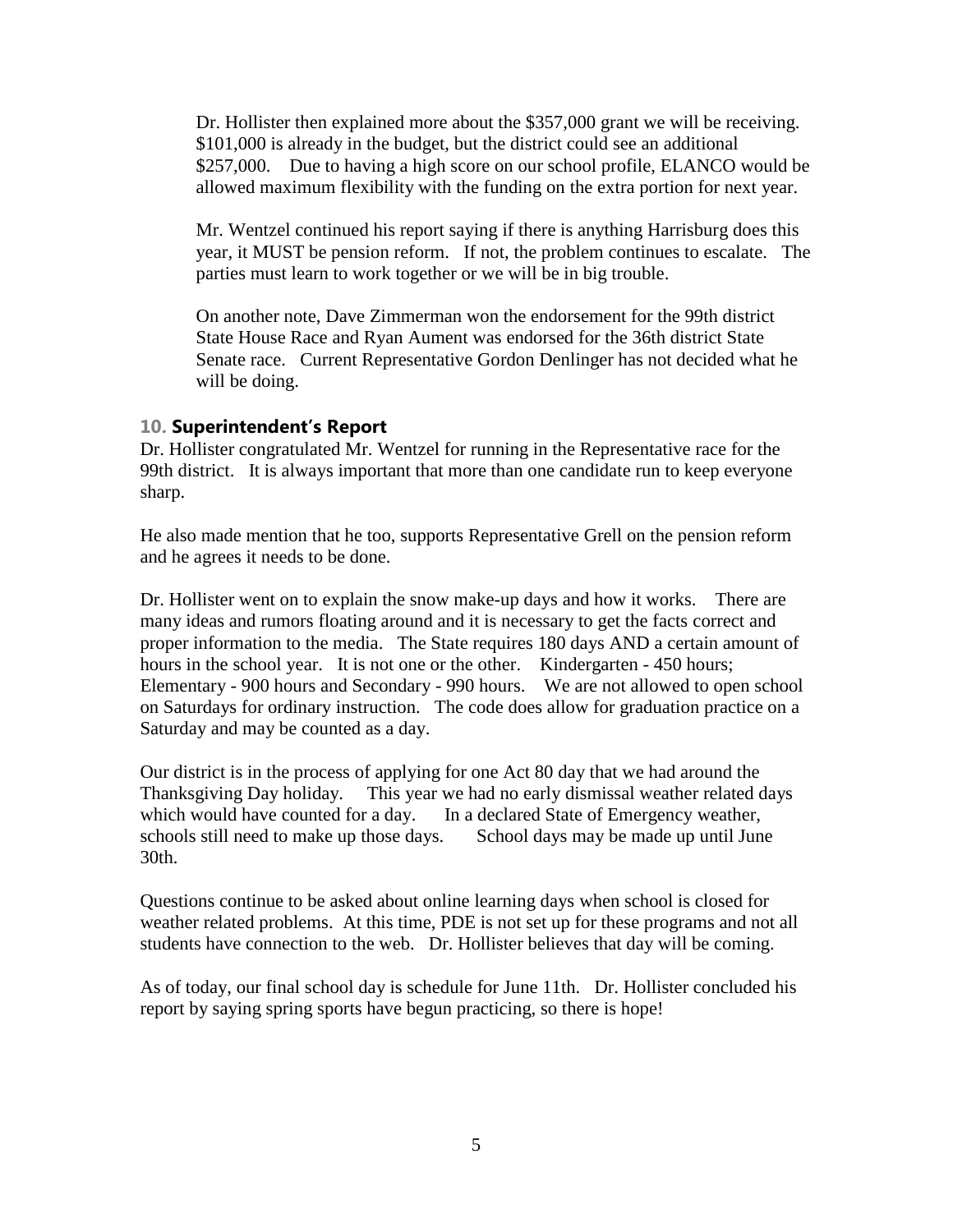Dr. Hollister then explained more about the $357,000 grant we will be receiving. $101,000 is already in the budget, but the district could see an additional $257,000. Due to having a high score on our school profile, ELANCO would be allowed maximum flexibility with the funding on the extra portion for next year.

Mr. Wentzel continued his report saying if there is anything Harrisburg does this year, it MUST be pension reform. If not, the problem continues to escalate. The parties must learn to work together or we will be in big trouble.

On another note, Dave Zimmerman won the endorsement for the 99th district State House Race and Ryan Aument was endorsed for the 36th district State Senate race. Current Representative Gordon Denlinger has not decided what he will be doing.

## 10. Superintendent's Report

Dr. Hollister congratulated Mr. Wentzel for running in the Representative race for the 99th district. It is always important that more than one candidate run to keep everyone sharp.

He also made mention that he too, supports Representative Grell on the pension reform and he agrees it needs to be done.

Dr. Hollister went on to explain the snow make-up days and how it works. There are many ideas and rumors floating around and it is necessary to get the facts correct and proper information to the media. The State requires 180 days AND a certain amount of hours in the school year. It is not one or the other. Kindergarten - 450 hours; Elementary - 900 hours and Secondary - 990 hours. We are not allowed to open school on Saturdays for ordinary instruction. The code does allow for graduation practice on a Saturday and may be counted as a day.

Our district is in the process of applying for one Act 80 day that we had around the Thanksgiving Day holiday. This year we had no early dismissal weather related days which would have counted for a day. In a declared State of Emergency weather, schools still need to make up those days. School days may be made up until June 30th.

Questions continue to be asked about online learning days when school is closed for weather related problems. At this time, PDE is not set up for these programs and not all students have connection to the web. Dr. Hollister believes that day will be coming.

As of today, our final school day is schedule for June 11th. Dr. Hollister concluded his report by saying spring sports have begun practicing, so there is hope!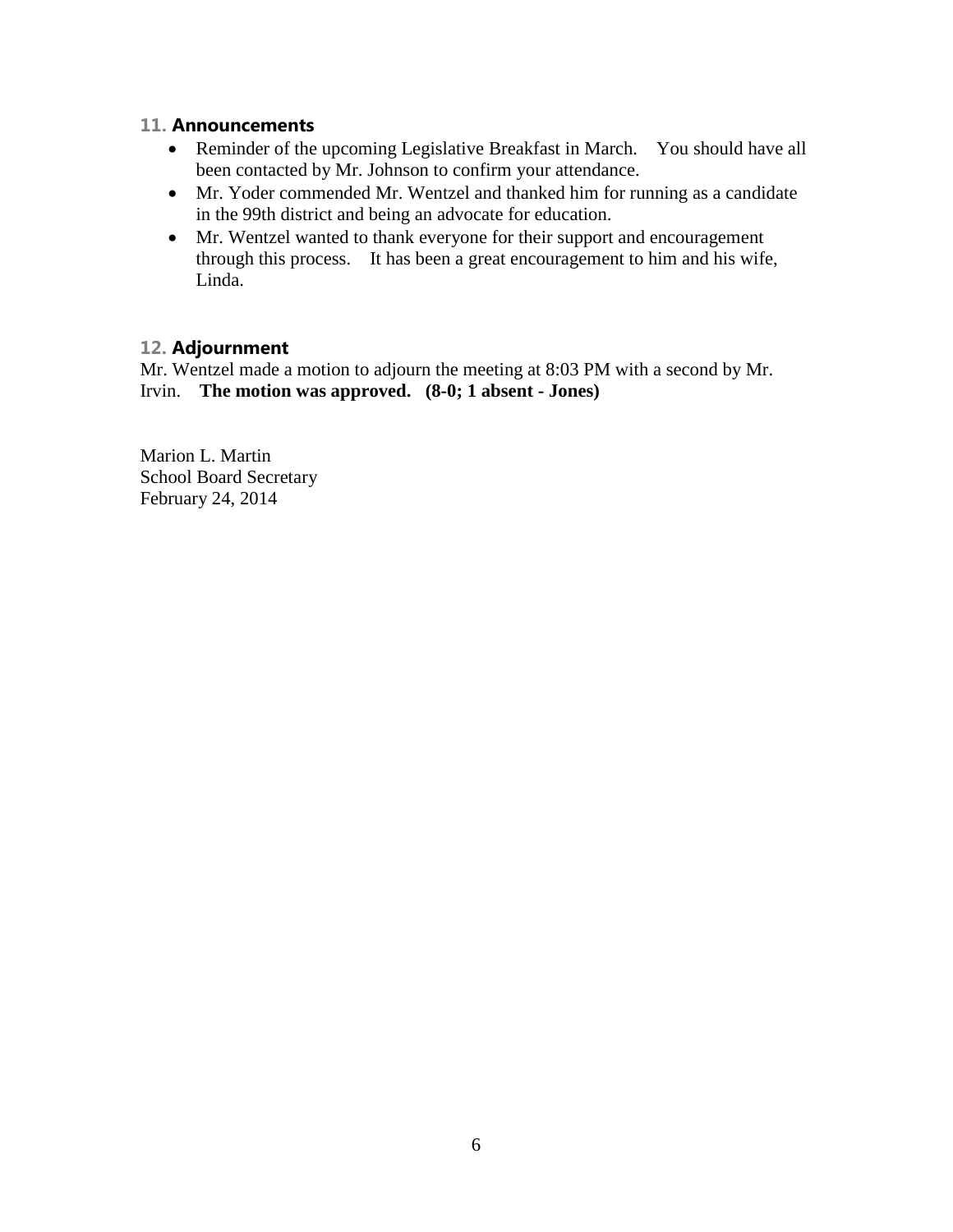## 11. Announcements

- Reminder of the upcoming Legislative Breakfast in March. You should have all been contacted by Mr. Johnson to confirm your attendance.
- Mr. Yoder commended Mr. Wentzel and thanked him for running as a candidate in the 99th district and being an advocate for education.
- Mr. Wentzel wanted to thank everyone for their support and encouragement through this process. It has been a great encouragement to him and his wife, Linda.

## 12. Adjournment

Mr. Wentzel made a motion to adjourn the meeting at 8:03 PM with a second by Mr. Irvin. **The motion was approved. (8-0; 1 absent - Jones)**

Marion L. Martin
School Board Secretary
February 24, 2014